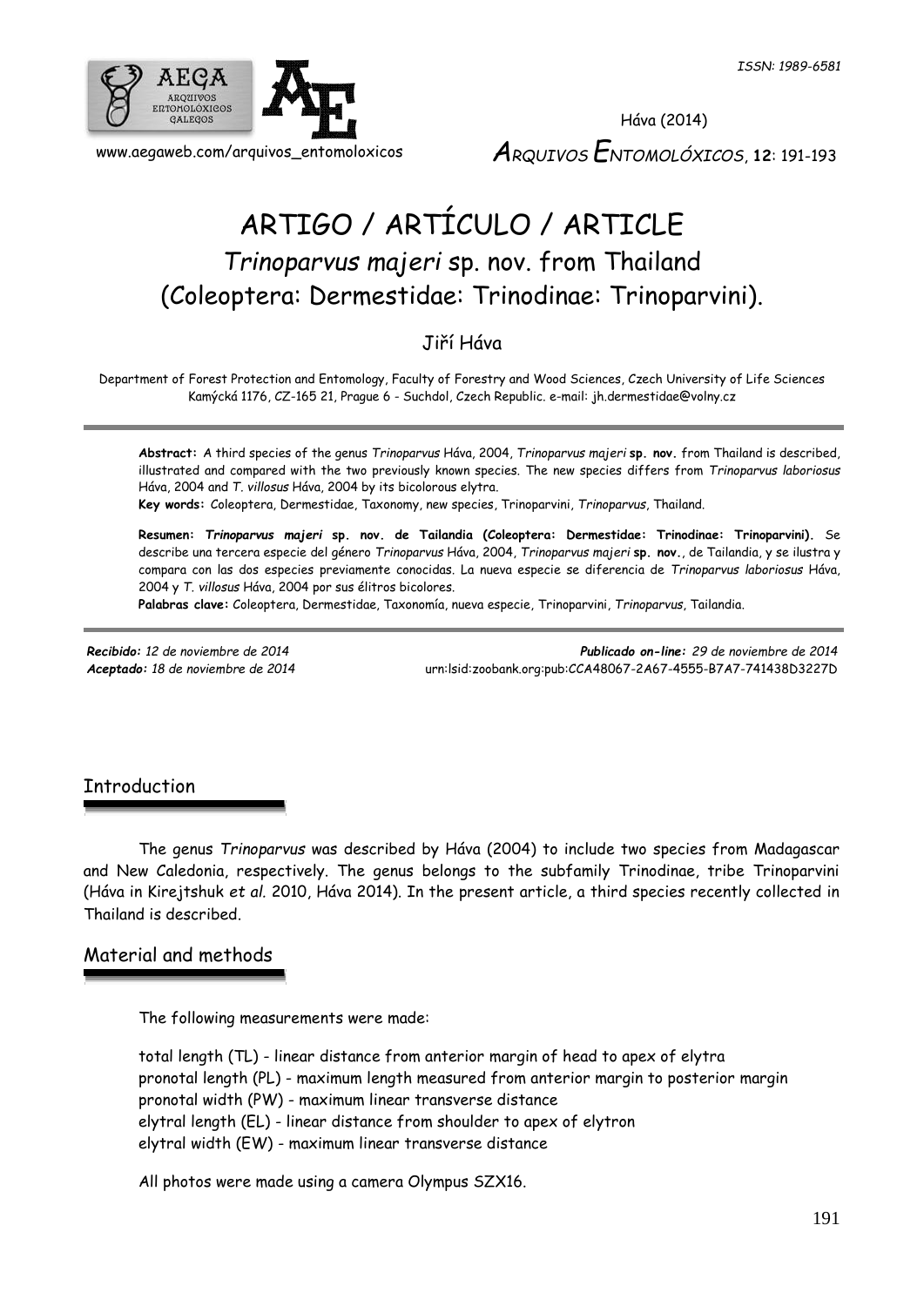# ARTIGO / ARTÍCULO / ARTICLE

## *Trinoparvus majeri* sp. nov. from Thailand (Coleoptera: Dermestidae: Trinodinae: Trinoparvini).

Jiří Háva

Department of Forest Protection and Entomology, Faculty of Forestry and Wood Sciences, Czech University of Life Sciences Kamýcká 1176, CZ-165 21, Prague 6 - Suchdol, Czech Republic. e-mail: jh.dermestidae@volny.cz

**Abstract:** A third species of the genus *Trinoparvus* Háva, 2004, *Trinoparvus majeri* **sp. nov.** from Thailand is described, illustrated and compared with the two previously known species. The new species differs from *Trinoparvus laboriosus* Háva, 2004 and *T. villosus* Háva, 2004 by its bicolorous elytra.

**Key words:** Coleoptera, Dermestidae, Taxonomy, new species, Trinoparvini, *Trinoparvus*, Thailand.

**Resumen:** ***Trinoparvus majeri* sp. nov. de Tailandia (Coleoptera: Dermestidae: Trinodinae: Trinoparvini).** Se describe una tercera especie del género *Trinoparvus* Háva, 2004, *Trinoparvus majeri* **sp. nov.**, de Tailandia, y se ilustra y compara con las dos especies previamente conocidas. La nueva especie se diferencia de *Trinoparvus laboriosus* Háva, 2004 y *T. villosus* Háva, 2004 por sus élitros bicolores.

**Palabras clave:** Coleoptera, Dermestidae, Taxonomía, nueva especie, Trinoparvini, *Trinoparvus*, Tailandia.

*Recibido:* 12 de noviembre de 2014
*Aceptado:* 18 de noviembre de 2014
*Publicado on-line:* 29 de noviembre de 2014
urn:lsid:zoobank.org:pub:CCA48067-2A67-4555-B7A7-741438D3227D

## Introduction

The genus *Trinoparvus* was described by Háva (2004) to include two species from Madagascar and New Caledonia, respectively. The genus belongs to the subfamily Trinodinae, tribe Trinoparvini (Háva in Kirejtshuk *et al.* 2010, Háva 2014). In the present article, a third species recently collected in Thailand is described.

## Material and methods

The following measurements were made:

total length (TL) - linear distance from anterior margin of head to apex of elytra
pronotal length (PL) - maximum length measured from anterior margin to posterior margin
pronotal width (PW) - maximum linear transverse distance
elytral length (EL) - linear distance from shoulder to apex of elytron
elytral width (EW) - maximum linear transverse distance

All photos were made using a camera Olympus SZX16.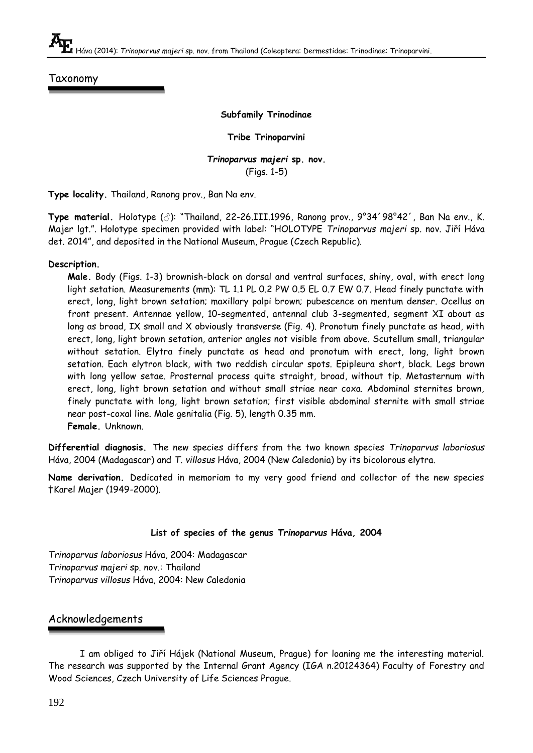## Taxonomy

**Subfamily Trinodinae**

**Tribe Trinoparvini**

***Trinoparvus majeri* sp. nov.**
(Figs. 1-5)

**Type locality.** Thailand, Ranong prov., Ban Na env.

**Type material.** Holotype (♂): "Thailand, 22-26.III.1996, Ranong prov., 9°34´98°42´, Ban Na env., K. Majer lgt.". Holotype specimen provided with label: "HOLOTYPE *Trinoparvus majeri* sp. nov. Jiří Háva det. 2014", and deposited in the National Museum, Prague (Czech Republic).

**Description.**

**Male.** Body (Figs. 1-3) brownish-black on dorsal and ventral surfaces, shiny, oval, with erect long light setation. Measurements (mm): TL 1.1 PL 0.2 PW 0.5 EL 0.7 EW 0.7. Head finely punctate with erect, long, light brown setation; maxillary palpi brown; pubescence on mentum denser. Ocellus on front present. Antennae yellow, 10-segmented, antennal club 3-segmented, segment XI about as long as broad, IX small and X obviously transverse (Fig. 4). Pronotum finely punctate as head, with erect, long, light brown setation, anterior angles not visible from above. Scutellum small, triangular without setation. Elytra finely punctate as head and pronotum with erect, long, light brown setation. Each elytron black, with two reddish circular spots. Epipleura short, black. Legs brown with long yellow setae. Prosternal process quite straight, broad, without tip. Metasternum with erect, long, light brown setation and without small striae near coxa. Abdominal sternites brown, finely punctate with long, light brown setation; first visible abdominal sternite with small striae near post-coxal line. Male genitalia (Fig. 5), length 0.35 mm.

**Female.** Unknown.

**Differential diagnosis.** The new species differs from the two known species *Trinoparvus laboriosus* Háva, 2004 (Madagascar) and *T. villosus* Háva, 2004 (New Caledonia) by its bicolorous elytra.

**Name derivation.** Dedicated in memoriam to my very good friend and collector of the new species †Karel Majer (1949-2000).

**List of species of the genus *Trinoparvus* Háva, 2004**

*Trinoparvus laboriosus* Háva, 2004: Madagascar
*Trinoparvus majeri* sp. nov.: Thailand
*Trinoparvus villosus* Háva, 2004: New Caledonia

## Acknowledgements

I am obliged to Jiří Hájek (National Museum, Prague) for loaning me the interesting material. The research was supported by the Internal Grant Agency (IGA n.20124364) Faculty of Forestry and Wood Sciences, Czech University of Life Sciences Prague.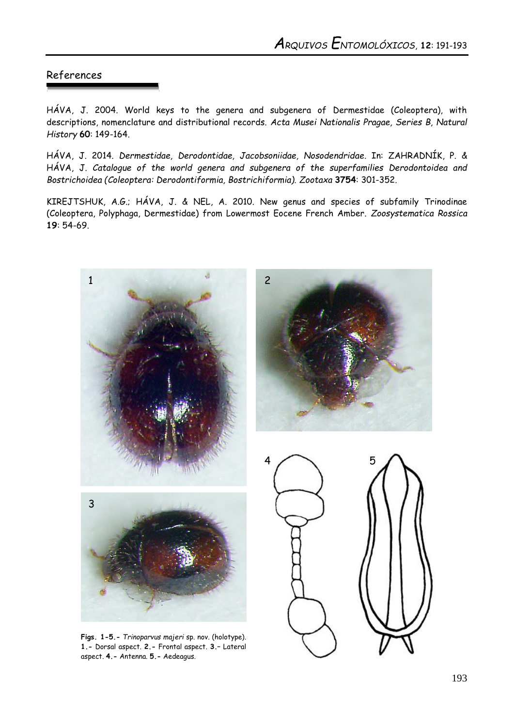## References

HÁVA, J. 2004. World keys to the genera and subgenera of Dermestidae (Coleoptera), with descriptions, nomenclature and distributional records. *Acta Musei Nationalis Pragae, Series B, Natural History* **60**: 149-164.

HÁVA, J. 2014. *Dermestidae, Derodontidae, Jacobsoniidae, Nosodendridae*. In: ZAHRADNÍK, P. & HÁVA, J. *Catalogue of the world genera and subgenera of the superfamilies Derodontoidea and Bostrichoidea (Coleoptera: Derodontiformia, Bostrichiformia). Zootaxa* **3754**: 301-352.

KIREJTSHUK, A.G.; HÁVA, J. & NEL, A. 2010. New genus and species of subfamily Trinodinae (Coleoptera, Polyphaga, Dermestidae) from Lowermost Eocene French Amber. *Zoosystematica Rossica* **19**: 54-69.

**Figs. 1-5.-** *Trinoparvus majeri* sp. nov. (holotype). **1.-** Dorsal aspect. **2.-** Frontal aspect. **3.-** Lateral aspect. **4.-** Antenna. **5.-** Aedeagus.